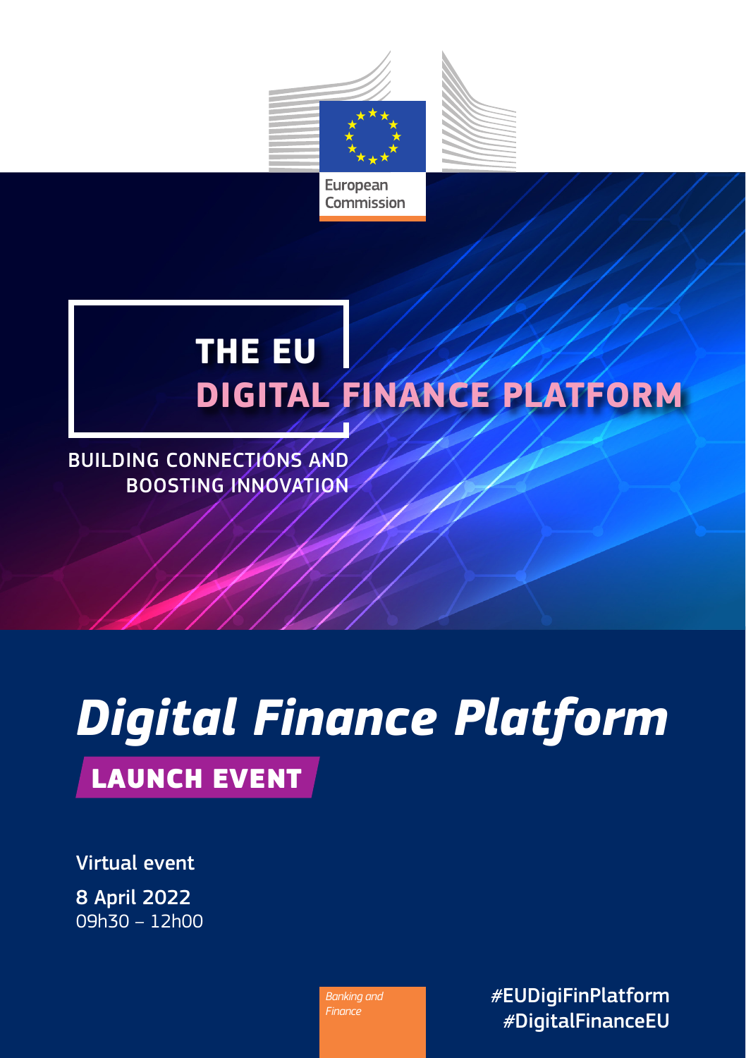European Commission

# THE EU DIGITAL FINANCE PLATFORM

BUILDING CONNECTIONS AND BOOSTING INNOVATION

## *Digital Finance Platform*

**LAUNCH EVENT**

Virtual event

8 April 2022
09h30 – 12h00

*Banking and Finance*

#EUDigiFinPlatform
#DigitalFinanceEU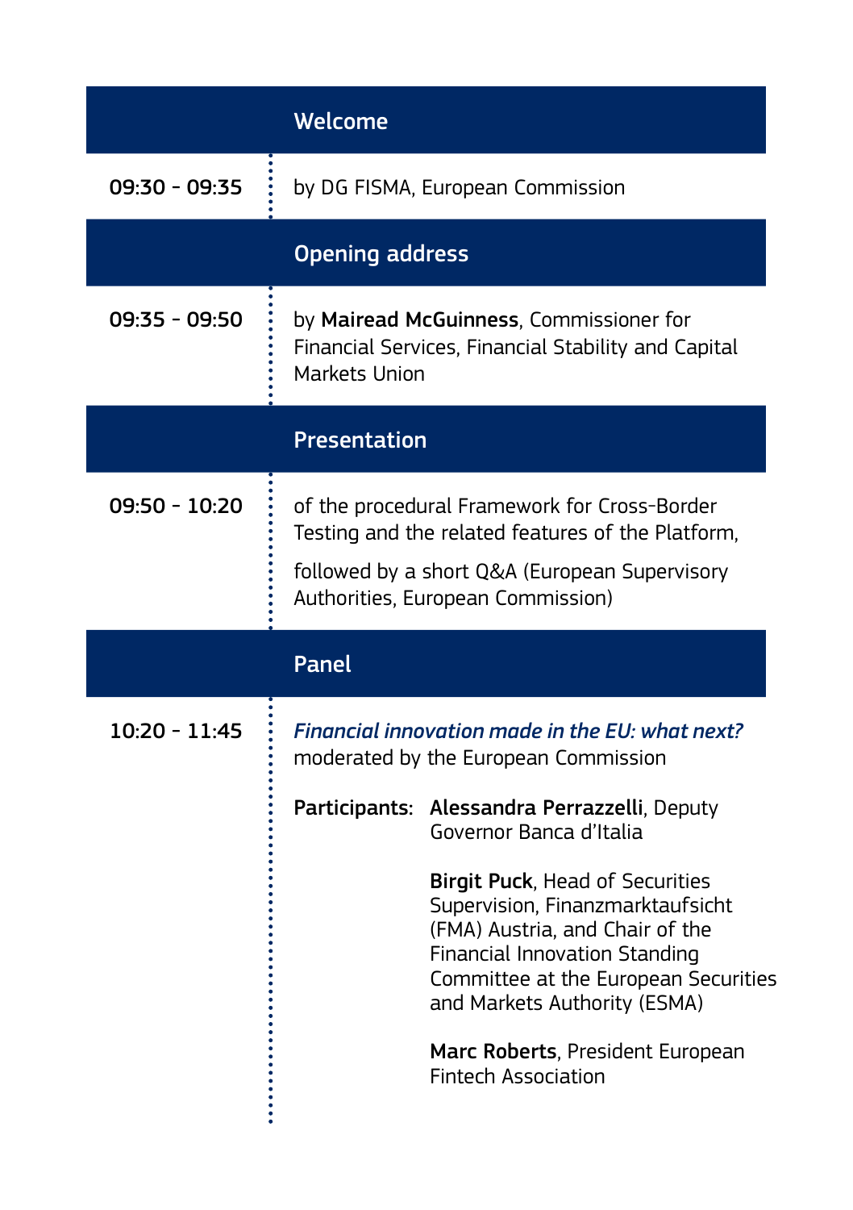## Welcome

**09:30 - 09:35**

by DG FISMA, European Commission

## Opening address

**09:35 - 09:50**

by **Mairead McGuinness**, Commissioner for Financial Services, Financial Stability and Capital Markets Union

## Presentation

**09:50 - 10:20**

of the procedural Framework for Cross-Border Testing and the related features of the Platform,

followed by a short Q&A (European Supervisory Authorities, European Commission)

## Panel

**10:20 - 11:45**

***Financial innovation made in the EU: what next?***
moderated by the European Commission

**Participants:**

**Alessandra Perrazzelli**, Deputy Governor Banca d'Italia

**Birgit Puck**, Head of Securities Supervision, Finanzmarktaufsicht (FMA) Austria, and Chair of the Financial Innovation Standing Committee at the European Securities and Markets Authority (ESMA)

**Marc Roberts**, President European Fintech Association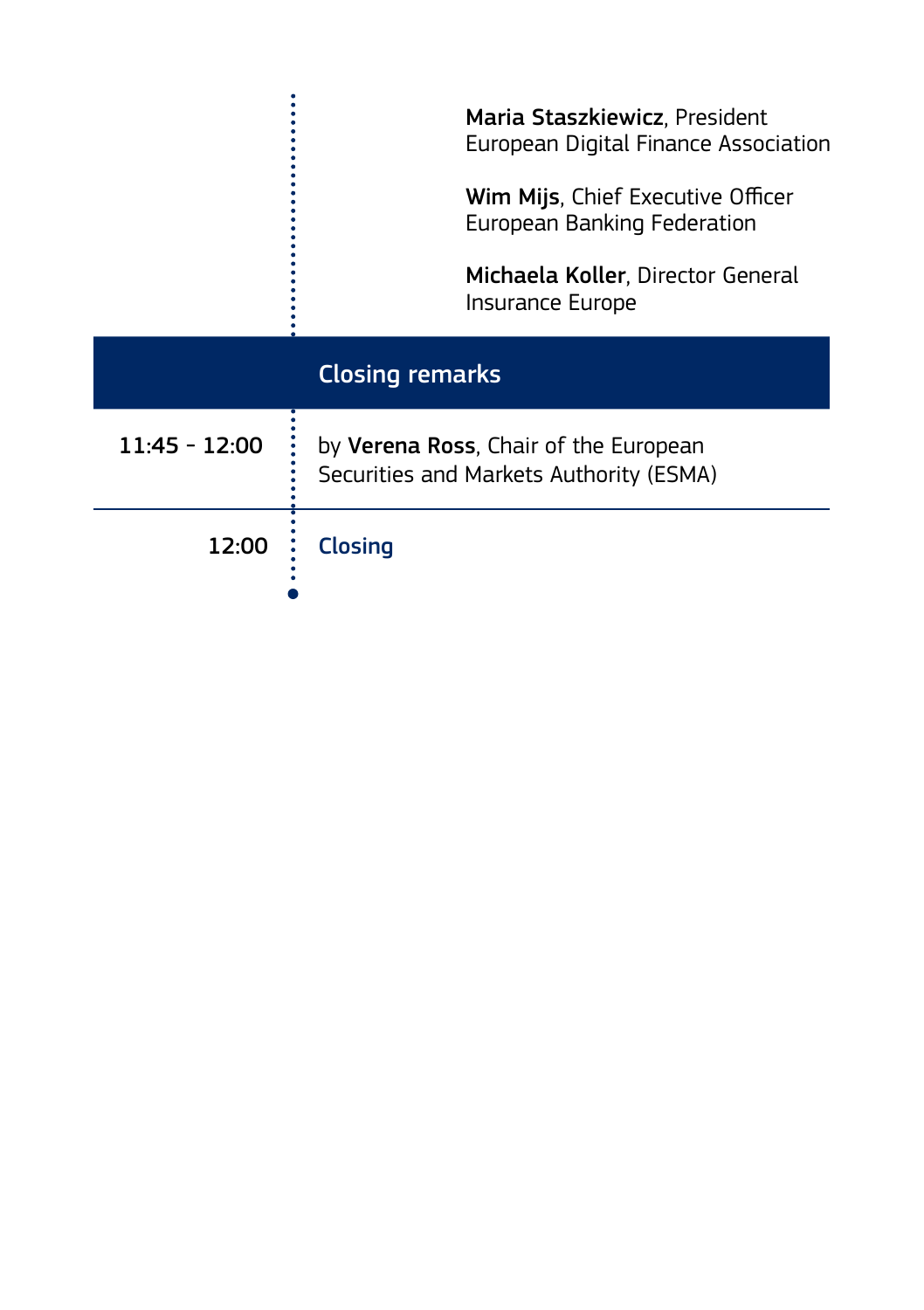**Maria Staszkiewicz**, President
European Digital Finance Association

**Wim Mijs**, Chief Executive Officer
European Banking Federation

**Michaela Koller**, Director General
Insurance Europe

## Closing remarks

| | |
|---|---|
| 11:45 - 12:00 | by **Verena Ross**, Chair of the European Securities and Markets Authority (ESMA) |
| 12:00 | **Closing** |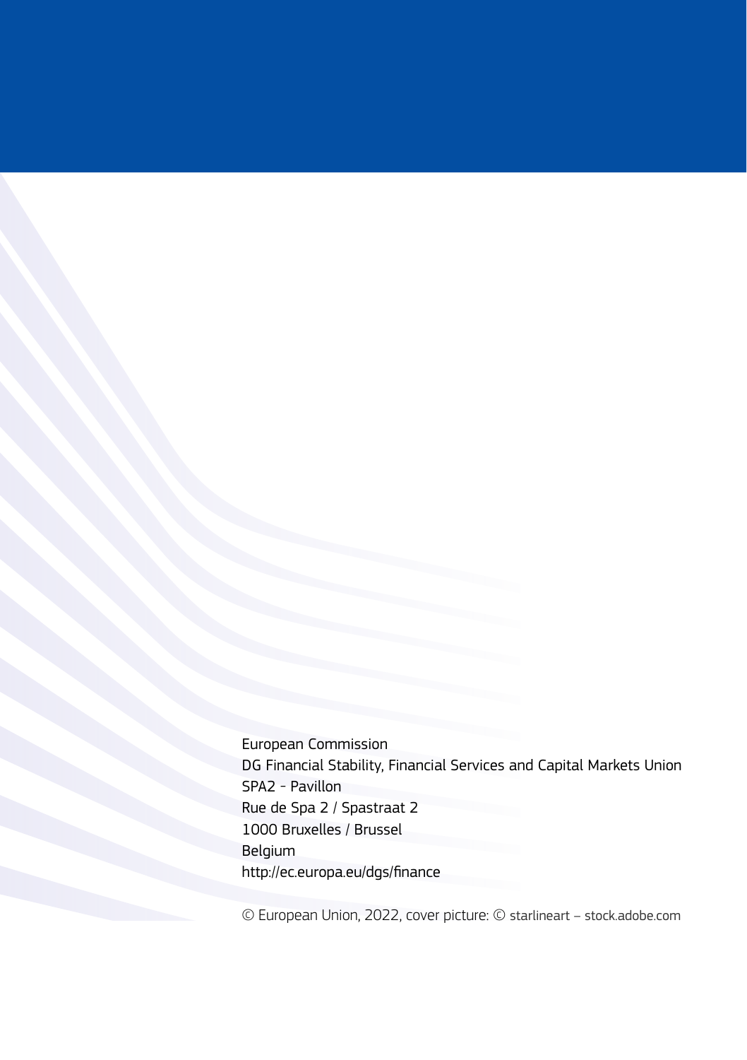European Commission
DG Financial Stability, Financial Services and Capital Markets Union
SPA2 - Pavillon
Rue de Spa 2 / Spastraat 2
1000 Bruxelles / Brussel
Belgium
http://ec.europa.eu/dgs/finance

© European Union, 2022, cover picture: © starlineart – stock.adobe.com